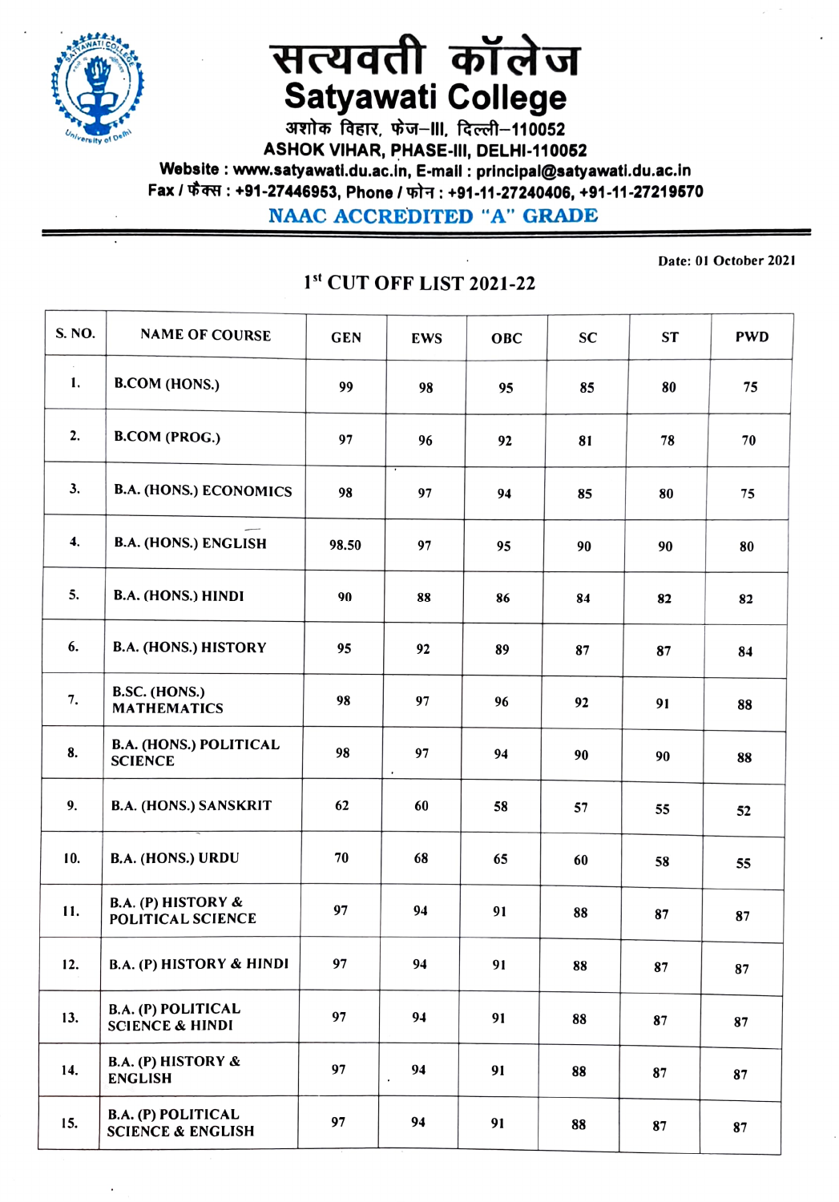# सत्यवती कॉलेज
# Satyawati College

अशोक विहार, फेज–III, दिल्ली–110052
**ASHOK VIHAR, PHASE-III, DELHI-110052**
**Website : www.satyawati.du.ac.in, E-mail : principal@satyawati.du.ac.in**
**Fax / फैक्स : +91-27446953, Phone / फोन : +91-11-27240406, +91-11-27219670**

**NAAC ACCREDITED "A" GRADE**

**Date: 01 October 2021**

## 1st CUT OFF LIST 2021-22

| S. NO. | NAME OF COURSE | GEN | EWS | OBC | SC | ST | PWD |
|---|---|---|---|---|---|---|---|
| 1. | B.COM (HONS.) | 99 | 98 | 95 | 85 | 80 | 75 |
| 2. | B.COM (PROG.) | 97 | 96 | 92 | 81 | 78 | 70 |
| 3. | B.A. (HONS.) ECONOMICS | 98 | 97 | 94 | 85 | 80 | 75 |
| 4. | B.A. (HONS.) ENGLISH | 98.50 | 97 | 95 | 90 | 90 | 80 |
| 5. | B.A. (HONS.) HINDI | 90 | 88 | 86 | 84 | 82 | 82 |
| 6. | B.A. (HONS.) HISTORY | 95 | 92 | 89 | 87 | 87 | 84 |
| 7. | B.SC. (HONS.) MATHEMATICS | 98 | 97 | 96 | 92 | 91 | 88 |
| 8. | B.A. (HONS.) POLITICAL SCIENCE | 98 | 97 | 94 | 90 | 90 | 88 |
| 9. | B.A. (HONS.) SANSKRIT | 62 | 60 | 58 | 57 | 55 | 52 |
| 10. | B.A. (HONS.) URDU | 70 | 68 | 65 | 60 | 58 | 55 |
| 11. | B.A. (P) HISTORY & POLITICAL SCIENCE | 97 | 94 | 91 | 88 | 87 | 87 |
| 12. | B.A. (P) HISTORY & HINDI | 97 | 94 | 91 | 88 | 87 | 87 |
| 13. | B.A. (P) POLITICAL SCIENCE & HINDI | 97 | 94 | 91 | 88 | 87 | 87 |
| 14. | B.A. (P) HISTORY & ENGLISH | 97 | 94 | 91 | 88 | 87 | 87 |
| 15. | B.A. (P) POLITICAL SCIENCE & ENGLISH | 97 | 94 | 91 | 88 | 87 | 87 |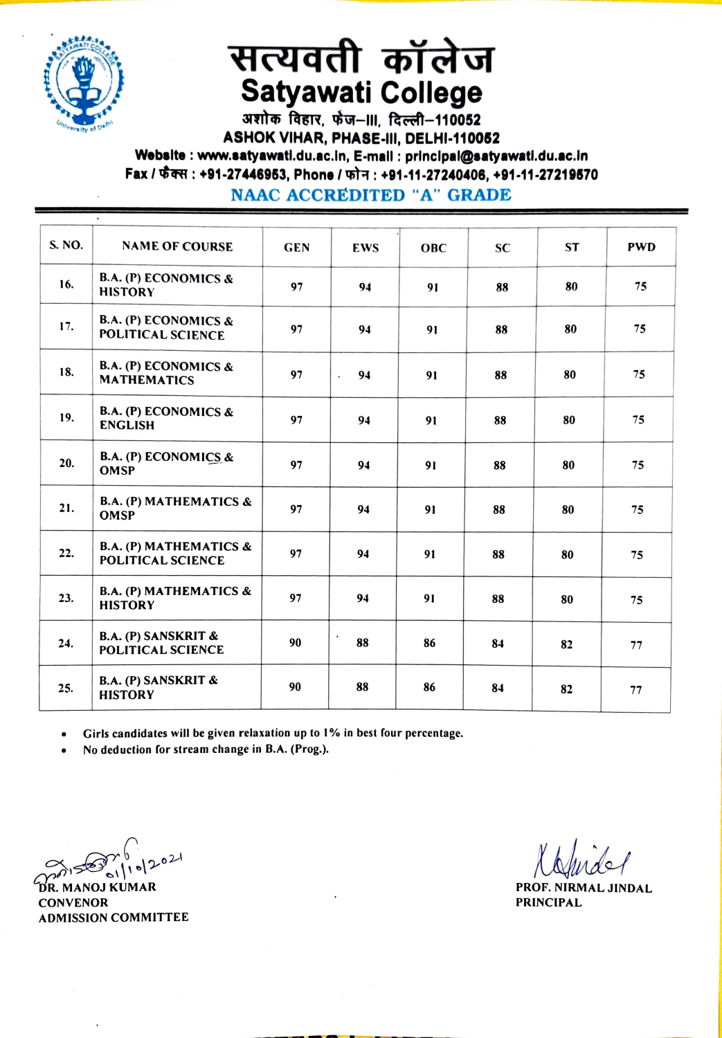# सत्यवती कॉलेज
# Satyawati College

अशोक विहार, फेज–III, दिल्ली–110052

ASHOK VIHAR, PHASE-III, DELHI-110052

Website : www.satyawati.du.ac.in, E-mail : principal@satyawati.du.ac.in

Fax / फैक्स : +91-27446953, Phone / फोन : +91-11-27240406, +91-11-27219570

NAAC ACCREDITED "A" GRADE

| S. NO. | NAME OF COURSE | GEN | EWS | OBC | SC | ST | PWD |
|---|---|---|---|---|---|---|---|
| 16. | B.A. (P) ECONOMICS & HISTORY | 97 | 94 | 91 | 88 | 80 | 75 |
| 17. | B.A. (P) ECONOMICS & POLITICAL SCIENCE | 97 | 94 | 91 | 88 | 80 | 75 |
| 18. | B.A. (P) ECONOMICS & MATHEMATICS | 97 | 94 | 91 | 88 | 80 | 75 |
| 19. | B.A. (P) ECONOMICS & ENGLISH | 97 | 94 | 91 | 88 | 80 | 75 |
| 20. | B.A. (P) ECONOMICS & OMSP | 97 | 94 | 91 | 88 | 80 | 75 |
| 21. | B.A. (P) MATHEMATICS & OMSP | 97 | 94 | 91 | 88 | 80 | 75 |
| 22. | B.A. (P) MATHEMATICS & POLITICAL SCIENCE | 97 | 94 | 91 | 88 | 80 | 75 |
| 23. | B.A. (P) MATHEMATICS & HISTORY | 97 | 94 | 91 | 88 | 80 | 75 |
| 24. | B.A. (P) SANSKRIT & POLITICAL SCIENCE | 90 | 88 | 86 | 84 | 82 | 77 |
| 25. | B.A. (P) SANSKRIT & HISTORY | 90 | 88 | 86 | 84 | 82 | 77 |

- Girls candidates will be given relaxation up to 1% in best four percentage.
- No deduction for stream change in B.A. (Prog.).

01/10/2021

DR. MANOJ KUMAR
CONVENOR
ADMISSION COMMITTEE

PROF. NIRMAL JINDAL
PRINCIPAL